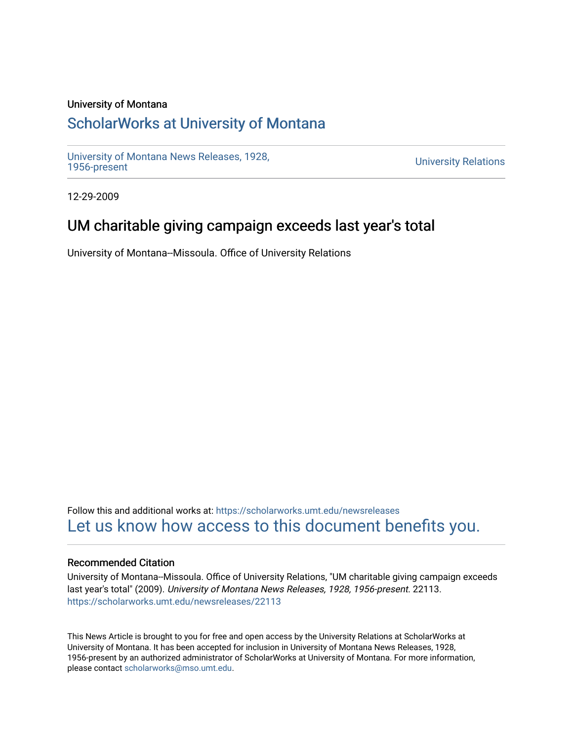University of Montana

## ScholarWorks at University of Montana

University of Montana News Releases, 1928, 1956-present

University Relations

12-29-2009

# UM charitable giving campaign exceeds last year's total

University of Montana--Missoula. Office of University Relations

Follow this and additional works at: https://scholarworks.umt.edu/newsreleases

Let us know how access to this document benefits you.

### Recommended Citation

University of Montana--Missoula. Office of University Relations, "UM charitable giving campaign exceeds last year's total" (2009). *University of Montana News Releases, 1928, 1956-present*. 22113.
https://scholarworks.umt.edu/newsreleases/22113

This News Article is brought to you for free and open access by the University Relations at ScholarWorks at University of Montana. It has been accepted for inclusion in University of Montana News Releases, 1928, 1956-present by an authorized administrator of ScholarWorks at University of Montana. For more information, please contact scholarworks@mso.umt.edu.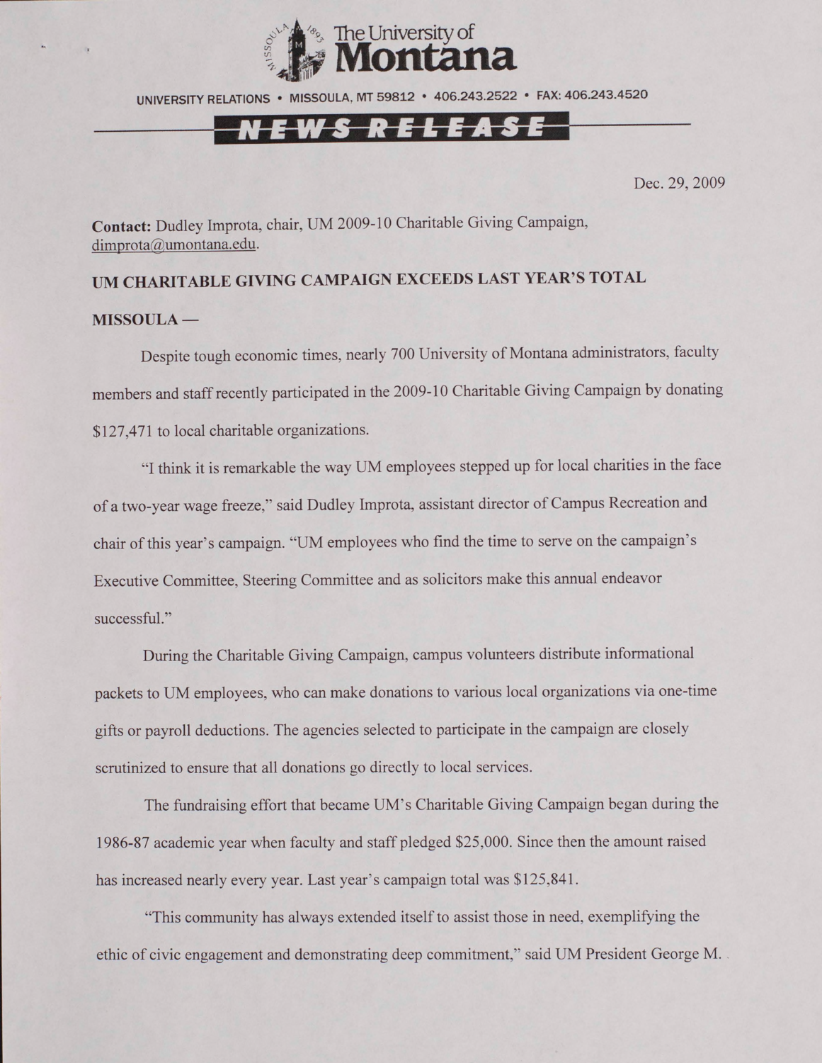The University of Montana

UNIVERSITY RELATIONS • MISSOULA, MT 59812 • 406.243.2522 • FAX: 406.243.4520

**NEWS RELEASE**

Dec. 29, 2009

**Contact:** Dudley Improta, chair, UM 2009-10 Charitable Giving Campaign, dimprota@umontana.edu.

**UM CHARITABLE GIVING CAMPAIGN EXCEEDS LAST YEAR'S TOTAL**

**MISSOULA —**

Despite tough economic times, nearly 700 University of Montana administrators, faculty members and staff recently participated in the 2009-10 Charitable Giving Campaign by donating $127,471 to local charitable organizations.

"I think it is remarkable the way UM employees stepped up for local charities in the face of a two-year wage freeze," said Dudley Improta, assistant director of Campus Recreation and chair of this year's campaign. "UM employees who find the time to serve on the campaign's Executive Committee, Steering Committee and as solicitors make this annual endeavor successful."

During the Charitable Giving Campaign, campus volunteers distribute informational packets to UM employees, who can make donations to various local organizations via one-time gifts or payroll deductions. The agencies selected to participate in the campaign are closely scrutinized to ensure that all donations go directly to local services.

The fundraising effort that became UM's Charitable Giving Campaign began during the 1986-87 academic year when faculty and staff pledged $25,000. Since then the amount raised has increased nearly every year. Last year's campaign total was $125,841.

"This community has always extended itself to assist those in need, exemplifying the ethic of civic engagement and demonstrating deep commitment," said UM President George M.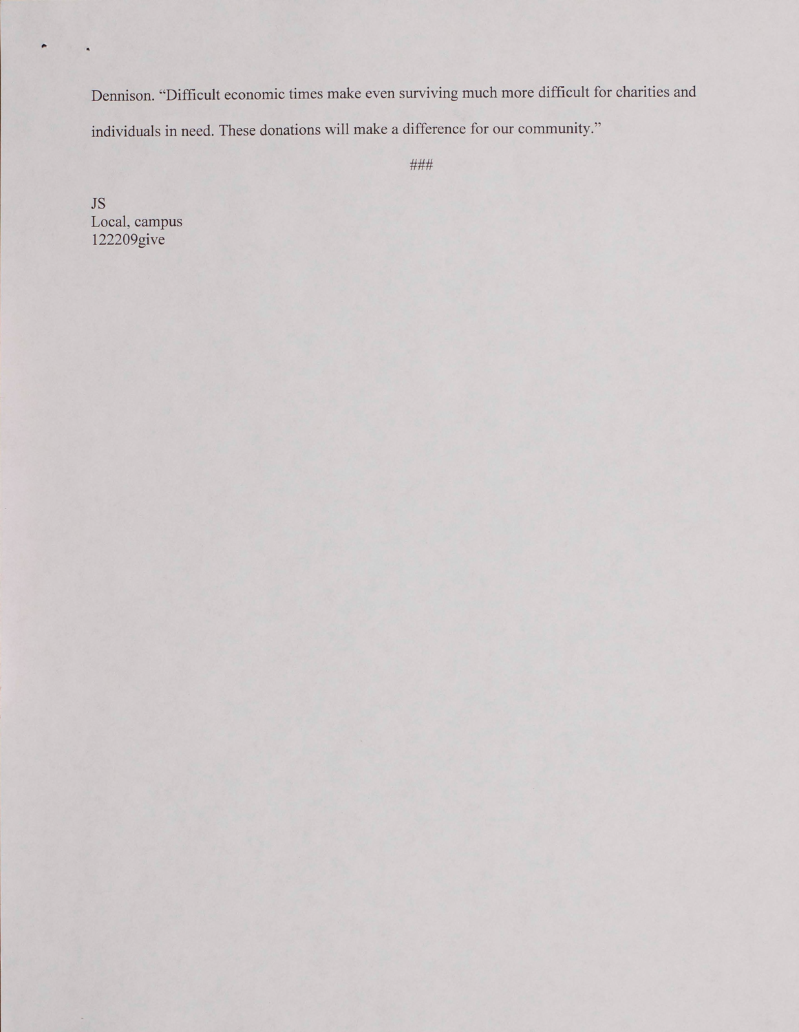Dennison. "Difficult economic times make even surviving much more difficult for charities and individuals in need. These donations will make a difference for our community."

###

JS
Local, campus
122209give